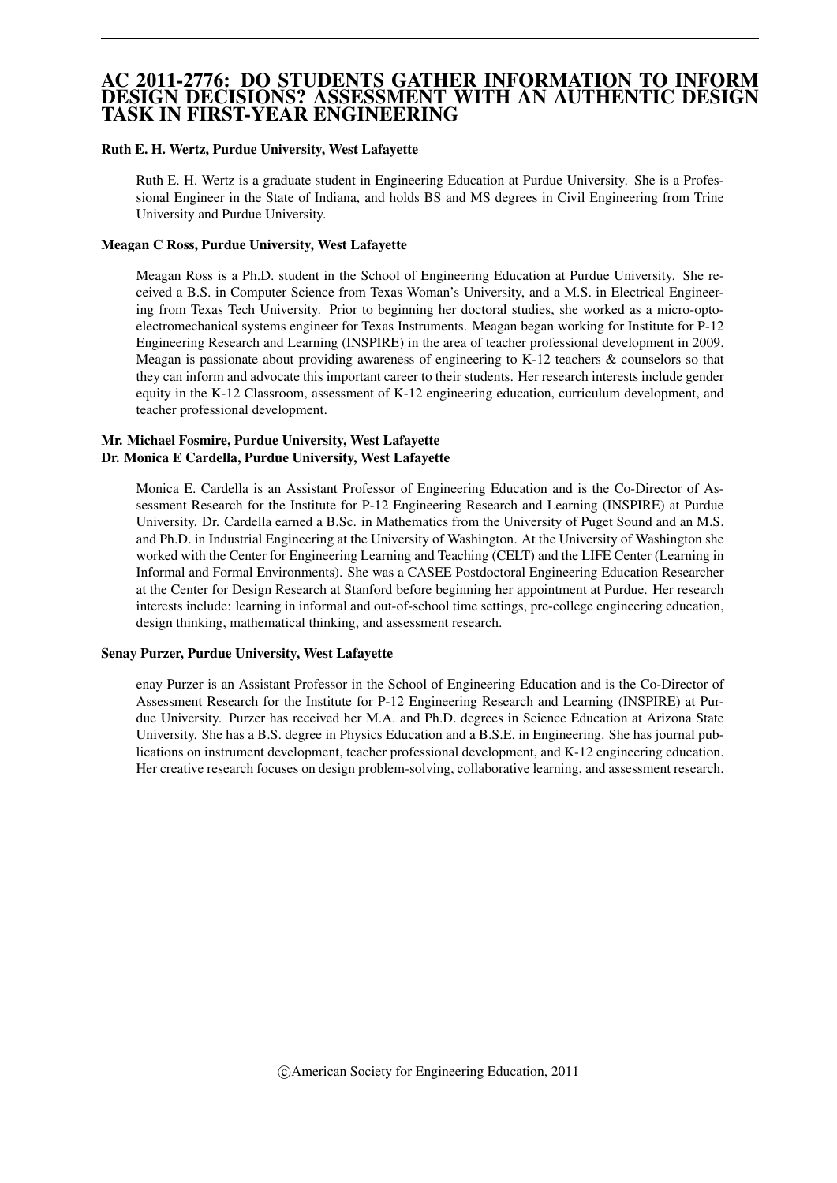# AC 2011-2776: DO STUDENTS GATHER INFORMATION TO INFORM DESIGN DECISIONS? ASSESSMENT WITH AN AUTHENTIC DESIGN TASK IN FIRST-YEAR ENGINEERING

**Ruth E. H. Wertz, Purdue University, West Lafayette**

Ruth E. H. Wertz is a graduate student in Engineering Education at Purdue University. She is a Professional Engineer in the State of Indiana, and holds BS and MS degrees in Civil Engineering from Trine University and Purdue University.

**Meagan C Ross, Purdue University, West Lafayette**

Meagan Ross is a Ph.D. student in the School of Engineering Education at Purdue University. She received a B.S. in Computer Science from Texas Woman's University, and a M.S. in Electrical Engineering from Texas Tech University. Prior to beginning her doctoral studies, she worked as a micro-opto-electromechanical systems engineer for Texas Instruments. Meagan began working for Institute for P-12 Engineering Research and Learning (INSPIRE) in the area of teacher professional development in 2009. Meagan is passionate about providing awareness of engineering to K-12 teachers & counselors so that they can inform and advocate this important career to their students. Her research interests include gender equity in the K-12 Classroom, assessment of K-12 engineering education, curriculum development, and teacher professional development.

**Mr. Michael Fosmire, Purdue University, West Lafayette**
**Dr. Monica E Cardella, Purdue University, West Lafayette**

Monica E. Cardella is an Assistant Professor of Engineering Education and is the Co-Director of Assessment Research for the Institute for P-12 Engineering Research and Learning (INSPIRE) at Purdue University. Dr. Cardella earned a B.Sc. in Mathematics from the University of Puget Sound and an M.S. and Ph.D. in Industrial Engineering at the University of Washington. At the University of Washington she worked with the Center for Engineering Learning and Teaching (CELT) and the LIFE Center (Learning in Informal and Formal Environments). She was a CASEE Postdoctoral Engineering Education Researcher at the Center for Design Research at Stanford before beginning her appointment at Purdue. Her research interests include: learning in informal and out-of-school time settings, pre-college engineering education, design thinking, mathematical thinking, and assessment research.

**Senay Purzer, Purdue University, West Lafayette**

enay Purzer is an Assistant Professor in the School of Engineering Education and is the Co-Director of Assessment Research for the Institute for P-12 Engineering Research and Learning (INSPIRE) at Purdue University. Purzer has received her M.A. and Ph.D. degrees in Science Education at Arizona State University. She has a B.S. degree in Physics Education and a B.S.E. in Engineering. She has journal publications on instrument development, teacher professional development, and K-12 engineering education. Her creative research focuses on design problem-solving, collaborative learning, and assessment research.

©American Society for Engineering Education, 2011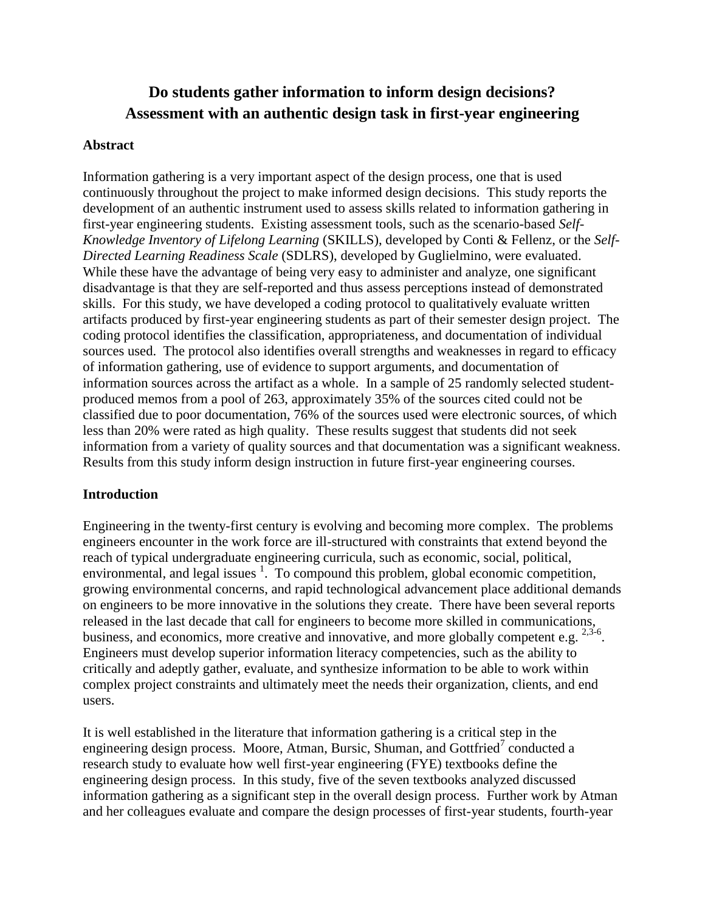# Do students gather information to inform design decisions? Assessment with an authentic design task in first-year engineering

## Abstract

Information gathering is a very important aspect of the design process, one that is used continuously throughout the project to make informed design decisions. This study reports the development of an authentic instrument used to assess skills related to information gathering in first-year engineering students. Existing assessment tools, such as the scenario-based *Self-Knowledge Inventory of Lifelong Learning* (SKILLS), developed by Conti & Fellenz, or the *Self-Directed Learning Readiness Scale* (SDLRS), developed by Guglielmino, were evaluated. While these have the advantage of being very easy to administer and analyze, one significant disadvantage is that they are self-reported and thus assess perceptions instead of demonstrated skills. For this study, we have developed a coding protocol to qualitatively evaluate written artifacts produced by first-year engineering students as part of their semester design project. The coding protocol identifies the classification, appropriateness, and documentation of individual sources used. The protocol also identifies overall strengths and weaknesses in regard to efficacy of information gathering, use of evidence to support arguments, and documentation of information sources across the artifact as a whole. In a sample of 25 randomly selected student-produced memos from a pool of 263, approximately 35% of the sources cited could not be classified due to poor documentation, 76% of the sources used were electronic sources, of which less than 20% were rated as high quality. These results suggest that students did not seek information from a variety of quality sources and that documentation was a significant weakness. Results from this study inform design instruction in future first-year engineering courses.

## Introduction

Engineering in the twenty-first century is evolving and becoming more complex. The problems engineers encounter in the work force are ill-structured with constraints that extend beyond the reach of typical undergraduate engineering curricula, such as economic, social, political, environmental, and legal issues [1]. To compound this problem, global economic competition, growing environmental concerns, and rapid technological advancement place additional demands on engineers to be more innovative in the solutions they create. There have been several reports released in the last decade that call for engineers to become more skilled in communications, business, and economics, more creative and innovative, and more globally competent e.g. [2,3-6]. Engineers must develop superior information literacy competencies, such as the ability to critically and adeptly gather, evaluate, and synthesize information to be able to work within complex project constraints and ultimately meet the needs their organization, clients, and end users.

It is well established in the literature that information gathering is a critical step in the engineering design process. Moore, Atman, Bursic, Shuman, and Gottfried[7] conducted a research study to evaluate how well first-year engineering (FYE) textbooks define the engineering design process. In this study, five of the seven textbooks analyzed discussed information gathering as a significant step in the overall design process. Further work by Atman and her colleagues evaluate and compare the design processes of first-year students, fourth-year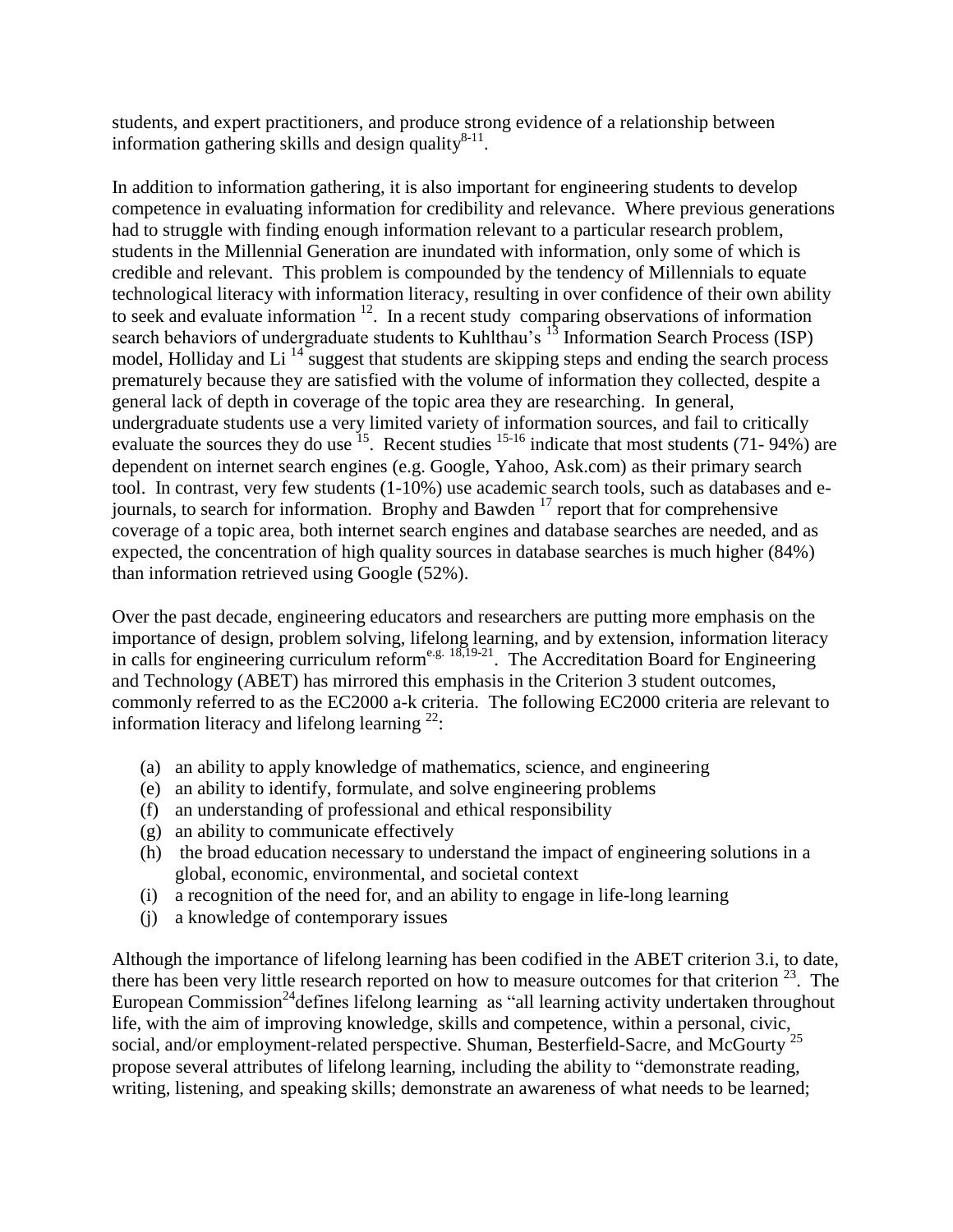students, and expert practitioners, and produce strong evidence of a relationship between information gathering skills and design quality[8-11].

In addition to information gathering, it is also important for engineering students to develop competence in evaluating information for credibility and relevance. Where previous generations had to struggle with finding enough information relevant to a particular research problem, students in the Millennial Generation are inundated with information, only some of which is credible and relevant. This problem is compounded by the tendency of Millennials to equate technological literacy with information literacy, resulting in over confidence of their own ability to seek and evaluate information [12]. In a recent study comparing observations of information search behaviors of undergraduate students to Kuhlthau's [13] Information Search Process (ISP) model, Holliday and Li [14] suggest that students are skipping steps and ending the search process prematurely because they are satisfied with the volume of information they collected, despite a general lack of depth in coverage of the topic area they are researching. In general, undergraduate students use a very limited variety of information sources, and fail to critically evaluate the sources they do use [15]. Recent studies [15-16] indicate that most students (71- 94%) are dependent on internet search engines (e.g. Google, Yahoo, Ask.com) as their primary search tool. In contrast, very few students (1-10%) use academic search tools, such as databases and e-journals, to search for information. Brophy and Bawden [17] report that for comprehensive coverage of a topic area, both internet search engines and database searches are needed, and as expected, the concentration of high quality sources in database searches is much higher (84%) than information retrieved using Google (52%).

Over the past decade, engineering educators and researchers are putting more emphasis on the importance of design, problem solving, lifelong learning, and by extension, information literacy in calls for engineering curriculum reform[e.g. 18,19-21]. The Accreditation Board for Engineering and Technology (ABET) has mirrored this emphasis in the Criterion 3 student outcomes, commonly referred to as the EC2000 a-k criteria. The following EC2000 criteria are relevant to information literacy and lifelong learning [22]:

- (a) an ability to apply knowledge of mathematics, science, and engineering
- (e) an ability to identify, formulate, and solve engineering problems
- (f) an understanding of professional and ethical responsibility
- (g) an ability to communicate effectively
- (h) the broad education necessary to understand the impact of engineering solutions in a global, economic, environmental, and societal context
- (i) a recognition of the need for, and an ability to engage in life-long learning
- (j) a knowledge of contemporary issues

Although the importance of lifelong learning has been codified in the ABET criterion 3.i, to date, there has been very little research reported on how to measure outcomes for that criterion [23]. The European Commission[24] defines lifelong learning as "all learning activity undertaken throughout life, with the aim of improving knowledge, skills and competence, within a personal, civic, social, and/or employment-related perspective. Shuman, Besterfield-Sacre, and McGourty [25] propose several attributes of lifelong learning, including the ability to "demonstrate reading, writing, listening, and speaking skills; demonstrate an awareness of what needs to be learned;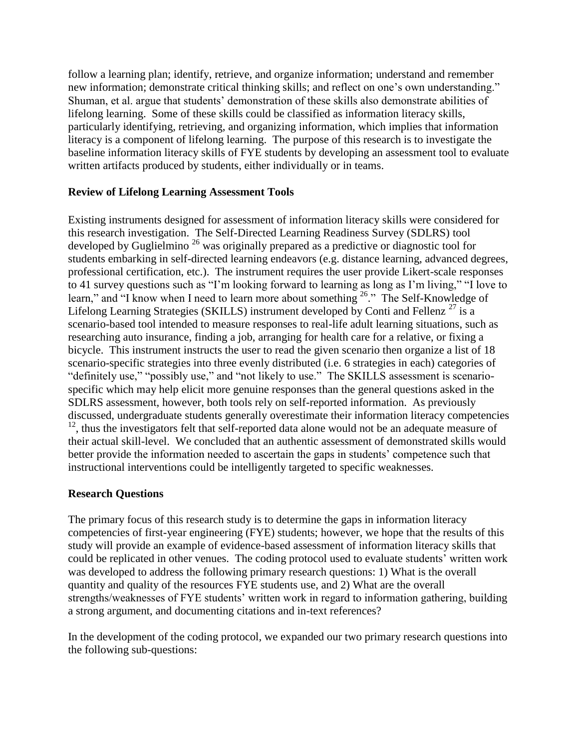follow a learning plan; identify, retrieve, and organize information; understand and remember new information; demonstrate critical thinking skills; and reflect on one's own understanding." Shuman, et al. argue that students' demonstration of these skills also demonstrate abilities of lifelong learning. Some of these skills could be classified as information literacy skills, particularly identifying, retrieving, and organizing information, which implies that information literacy is a component of lifelong learning. The purpose of this research is to investigate the baseline information literacy skills of FYE students by developing an assessment tool to evaluate written artifacts produced by students, either individually or in teams.

**Review of Lifelong Learning Assessment Tools**

Existing instruments designed for assessment of information literacy skills were considered for this research investigation. The Self-Directed Learning Readiness Survey (SDLRS) tool developed by Guglielmino [26] was originally prepared as a predictive or diagnostic tool for students embarking in self-directed learning endeavors (e.g. distance learning, advanced degrees, professional certification, etc.). The instrument requires the user provide Likert-scale responses to 41 survey questions such as "I'm looking forward to learning as long as I'm living," "I love to learn," and "I know when I need to learn more about something [26]." The Self-Knowledge of Lifelong Learning Strategies (SKILLS) instrument developed by Conti and Fellenz [27] is a scenario-based tool intended to measure responses to real-life adult learning situations, such as researching auto insurance, finding a job, arranging for health care for a relative, or fixing a bicycle. This instrument instructs the user to read the given scenario then organize a list of 18 scenario-specific strategies into three evenly distributed (i.e. 6 strategies in each) categories of "definitely use," "possibly use," and "not likely to use." The SKILLS assessment is scenario-specific which may help elicit more genuine responses than the general questions asked in the SDLRS assessment, however, both tools rely on self-reported information. As previously discussed, undergraduate students generally overestimate their information literacy competencies [12], thus the investigators felt that self-reported data alone would not be an adequate measure of their actual skill-level. We concluded that an authentic assessment of demonstrated skills would better provide the information needed to ascertain the gaps in students' competence such that instructional interventions could be intelligently targeted to specific weaknesses.

**Research Questions**

The primary focus of this research study is to determine the gaps in information literacy competencies of first-year engineering (FYE) students; however, we hope that the results of this study will provide an example of evidence-based assessment of information literacy skills that could be replicated in other venues. The coding protocol used to evaluate students' written work was developed to address the following primary research questions: 1) What is the overall quantity and quality of the resources FYE students use, and 2) What are the overall strengths/weaknesses of FYE students' written work in regard to information gathering, building a strong argument, and documenting citations and in-text references?

In the development of the coding protocol, we expanded our two primary research questions into the following sub-questions: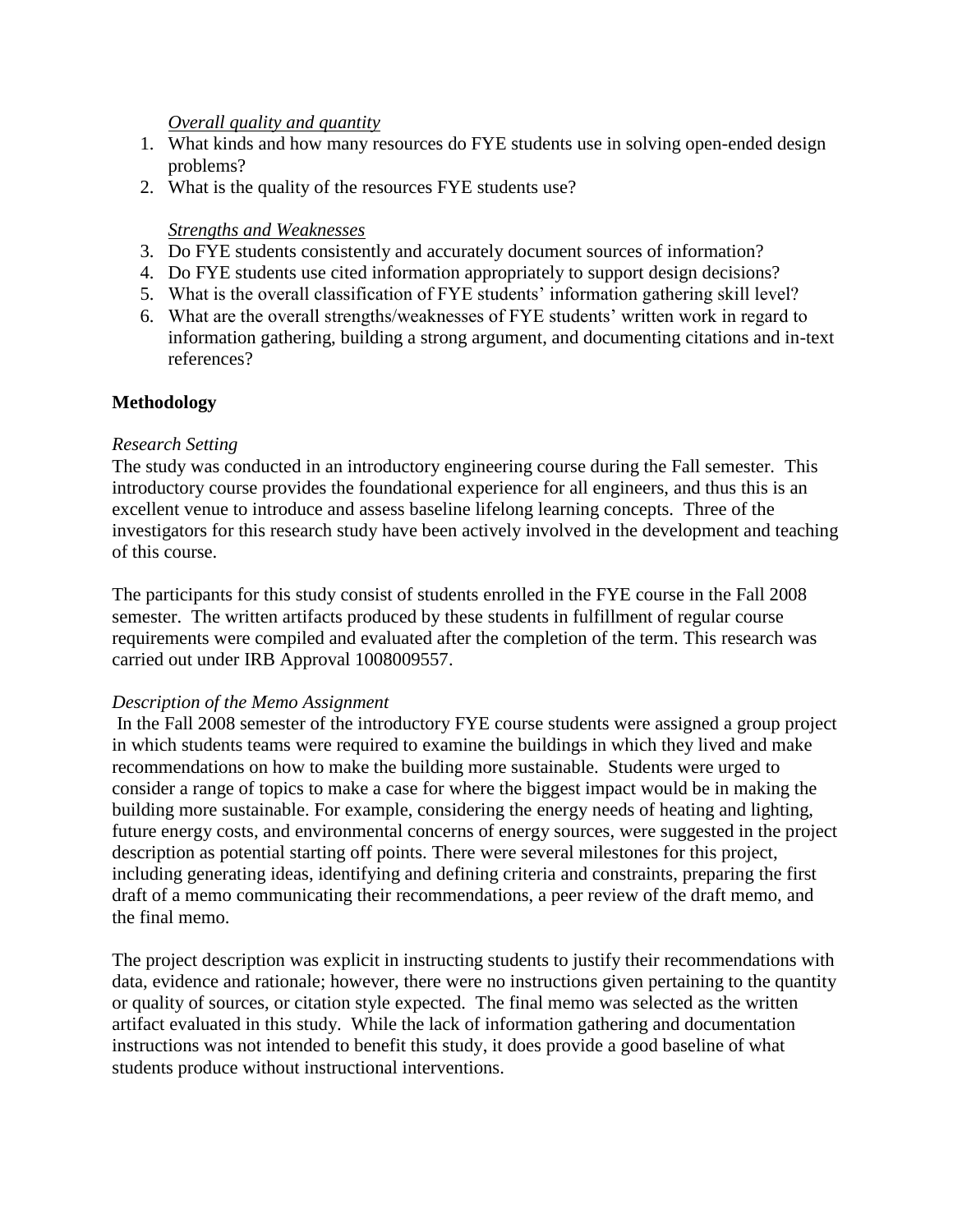*Overall quality and quantity*

1. What kinds and how many resources do FYE students use in solving open-ended design problems?
2. What is the quality of the resources FYE students use?

*Strengths and Weaknesses*

3. Do FYE students consistently and accurately document sources of information?
4. Do FYE students use cited information appropriately to support design decisions?
5. What is the overall classification of FYE students' information gathering skill level?
6. What are the overall strengths/weaknesses of FYE students' written work in regard to information gathering, building a strong argument, and documenting citations and in-text references?

**Methodology**

*Research Setting*

The study was conducted in an introductory engineering course during the Fall semester. This introductory course provides the foundational experience for all engineers, and thus this is an excellent venue to introduce and assess baseline lifelong learning concepts. Three of the investigators for this research study have been actively involved in the development and teaching of this course.

The participants for this study consist of students enrolled in the FYE course in the Fall 2008 semester. The written artifacts produced by these students in fulfillment of regular course requirements were compiled and evaluated after the completion of the term. This research was carried out under IRB Approval 1008009557.

*Description of the Memo Assignment*

In the Fall 2008 semester of the introductory FYE course students were assigned a group project in which students teams were required to examine the buildings in which they lived and make recommendations on how to make the building more sustainable. Students were urged to consider a range of topics to make a case for where the biggest impact would be in making the building more sustainable. For example, considering the energy needs of heating and lighting, future energy costs, and environmental concerns of energy sources, were suggested in the project description as potential starting off points. There were several milestones for this project, including generating ideas, identifying and defining criteria and constraints, preparing the first draft of a memo communicating their recommendations, a peer review of the draft memo, and the final memo.

The project description was explicit in instructing students to justify their recommendations with data, evidence and rationale; however, there were no instructions given pertaining to the quantity or quality of sources, or citation style expected. The final memo was selected as the written artifact evaluated in this study. While the lack of information gathering and documentation instructions was not intended to benefit this study, it does provide a good baseline of what students produce without instructional interventions.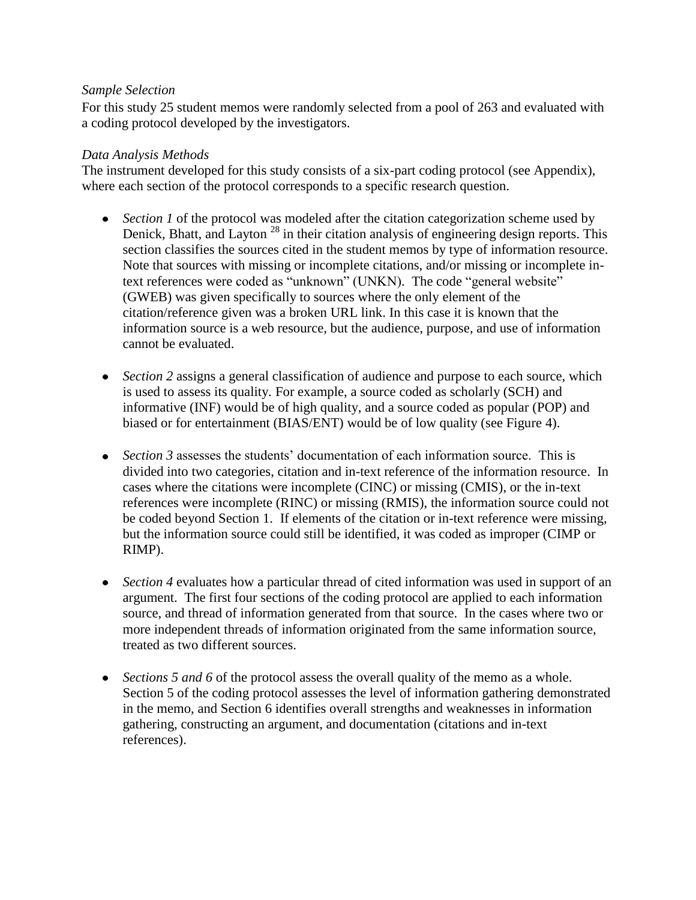*Sample Selection*

For this study 25 student memos were randomly selected from a pool of 263 and evaluated with a coding protocol developed by the investigators.

*Data Analysis Methods*

The instrument developed for this study consists of a six-part coding protocol (see Appendix), where each section of the protocol corresponds to a specific research question.

- *Section 1* of the protocol was modeled after the citation categorization scheme used by Denick, Bhatt, and Layton [28] in their citation analysis of engineering design reports. This section classifies the sources cited in the student memos by type of information resource. Note that sources with missing or incomplete citations, and/or missing or incomplete in-text references were coded as "unknown" (UNKN). The code "general website" (GWEB) was given specifically to sources where the only element of the citation/reference given was a broken URL link. In this case it is known that the information source is a web resource, but the audience, purpose, and use of information cannot be evaluated.

- *Section 2* assigns a general classification of audience and purpose to each source, which is used to assess its quality. For example, a source coded as scholarly (SCH) and informative (INF) would be of high quality, and a source coded as popular (POP) and biased or for entertainment (BIAS/ENT) would be of low quality (see Figure 4).

- *Section 3* assesses the students' documentation of each information source. This is divided into two categories, citation and in-text reference of the information resource. In cases where the citations were incomplete (CINC) or missing (CMIS), or the in-text references were incomplete (RINC) or missing (RMIS), the information source could not be coded beyond Section 1. If elements of the citation or in-text reference were missing, but the information source could still be identified, it was coded as improper (CIMP or RIMP).

- *Section 4* evaluates how a particular thread of cited information was used in support of an argument. The first four sections of the coding protocol are applied to each information source, and thread of information generated from that source. In the cases where two or more independent threads of information originated from the same information source, treated as two different sources.

- *Sections 5 and 6* of the protocol assess the overall quality of the memo as a whole. Section 5 of the coding protocol assesses the level of information gathering demonstrated in the memo, and Section 6 identifies overall strengths and weaknesses in information gathering, constructing an argument, and documentation (citations and in-text references).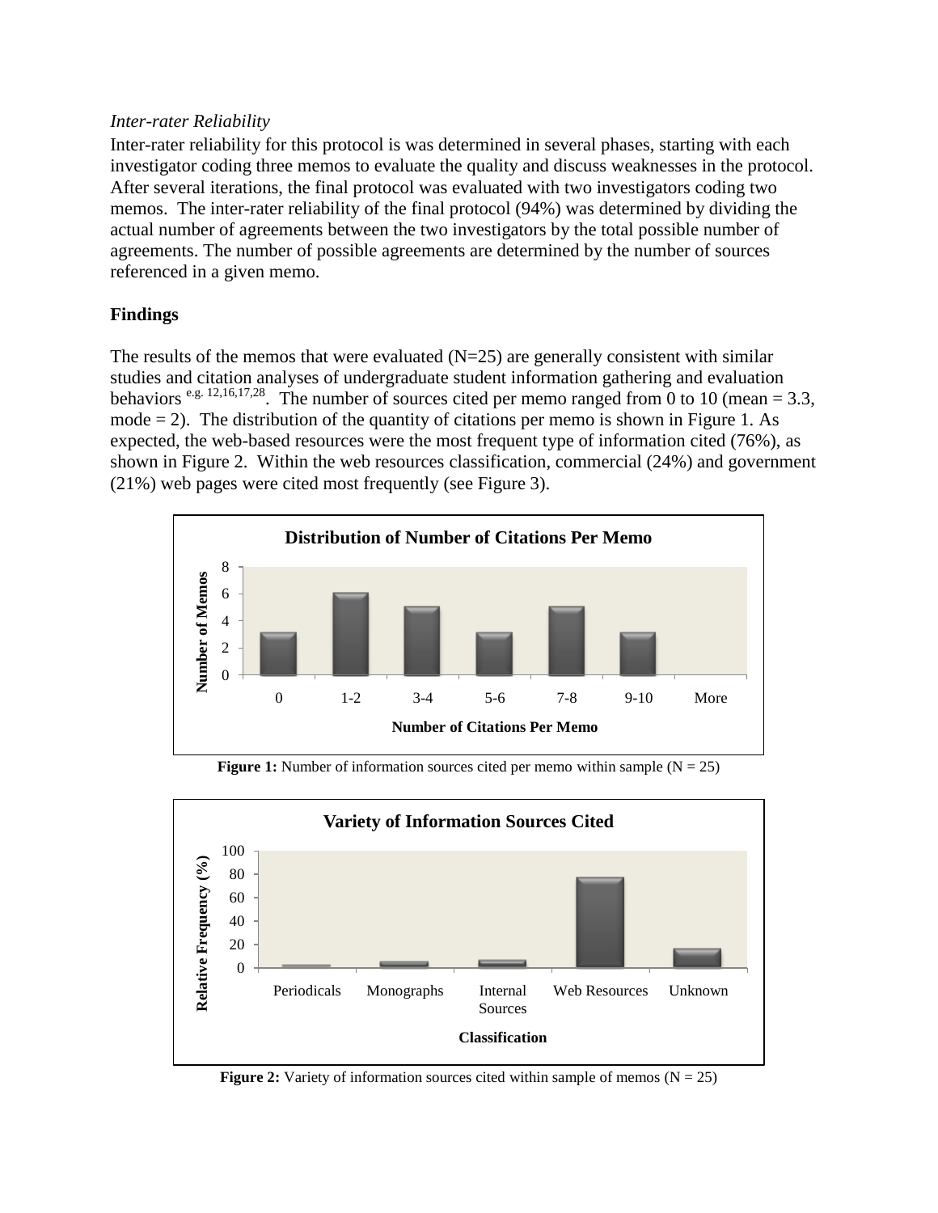*Inter-rater Reliability*

Inter-rater reliability for this protocol is was determined in several phases, starting with each investigator coding three memos to evaluate the quality and discuss weaknesses in the protocol. After several iterations, the final protocol was evaluated with two investigators coding two memos. The inter-rater reliability of the final protocol (94%) was determined by dividing the actual number of agreements between the two investigators by the total possible number of agreements. The number of possible agreements are determined by the number of sources referenced in a given memo.

## Findings

The results of the memos that were evaluated (N=25) are generally consistent with similar studies and citation analyses of undergraduate student information gathering and evaluation behaviors [e.g. 12,16,17,28]. The number of sources cited per memo ranged from 0 to 10 (mean = 3.3, mode = 2). The distribution of the quantity of citations per memo is shown in Figure 1. As expected, the web-based resources were the most frequent type of information cited (76%), as shown in Figure 2. Within the web resources classification, commercial (24%) and government (21%) web pages were cited most frequently (see Figure 3).

**Figure 1:** Number of information sources cited per memo within sample (N = 25)

**Figure 2:** Variety of information sources cited within sample of memos (N = 25)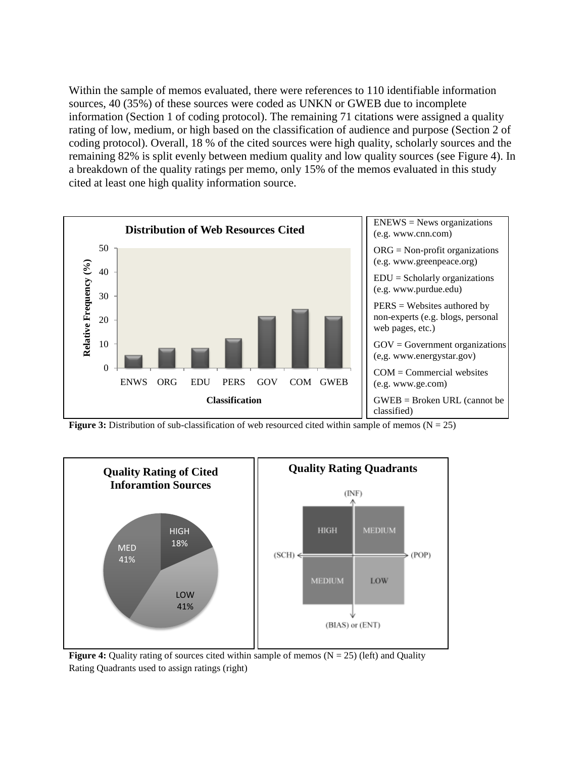Within the sample of memos evaluated, there were references to 110 identifiable information sources, 40 (35%) of these sources were coded as UNKN or GWEB due to incomplete information (Section 1 of coding protocol). The remaining 71 citations were assigned a quality rating of low, medium, or high based on the classification of audience and purpose (Section 2 of coding protocol). Overall, 18 % of the cited sources were high quality, scholarly sources and the remaining 82% is split evenly between medium quality and low quality sources (see Figure 4). In a breakdown of the quality ratings per memo, only 15% of the memos evaluated in this study cited at least one high quality information source.

ENEWS = News organizations (e.g. www.cnn.com)

ORG = Non-profit organizations (e.g. www.greenpeace.org)

EDU = Scholarly organizations (e.g. www.purdue.edu)

PERS = Websites authored by non-experts (e.g. blogs, personal web pages, etc.)

GOV = Government organizations (e,g. www.energystar.gov)

COM = Commercial websites (e.g. www.ge.com)

GWEB = Broken URL (cannot be classified)

**Figure 3:** Distribution of sub-classification of web resourced cited within sample of memos (N = 25)

**Figure 4:** Quality rating of sources cited within sample of memos (N = 25) (left) and Quality Rating Quadrants used to assign ratings (right)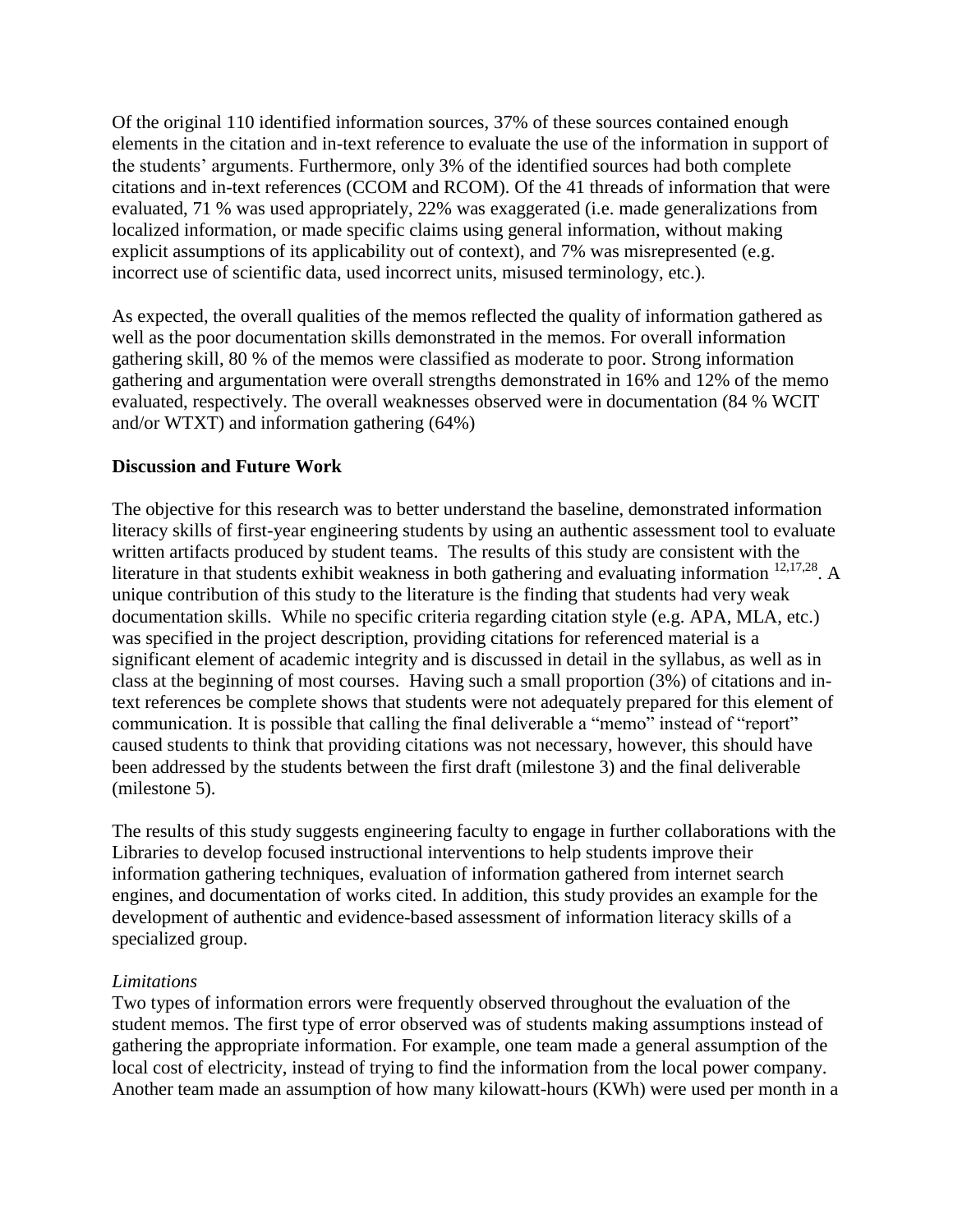Of the original 110 identified information sources, 37% of these sources contained enough elements in the citation and in-text reference to evaluate the use of the information in support of the students' arguments. Furthermore, only 3% of the identified sources had both complete citations and in-text references (CCOM and RCOM). Of the 41 threads of information that were evaluated, 71 % was used appropriately, 22% was exaggerated (i.e. made generalizations from localized information, or made specific claims using general information, without making explicit assumptions of its applicability out of context), and 7% was misrepresented (e.g. incorrect use of scientific data, used incorrect units, misused terminology, etc.).

As expected, the overall qualities of the memos reflected the quality of information gathered as well as the poor documentation skills demonstrated in the memos. For overall information gathering skill, 80 % of the memos were classified as moderate to poor. Strong information gathering and argumentation were overall strengths demonstrated in 16% and 12% of the memo evaluated, respectively. The overall weaknesses observed were in documentation (84 % WCIT and/or WTXT) and information gathering (64%)

## Discussion and Future Work

The objective for this research was to better understand the baseline, demonstrated information literacy skills of first-year engineering students by using an authentic assessment tool to evaluate written artifacts produced by student teams. The results of this study are consistent with the literature in that students exhibit weakness in both gathering and evaluating information [12,17,28]. A unique contribution of this study to the literature is the finding that students had very weak documentation skills. While no specific criteria regarding citation style (e.g. APA, MLA, etc.) was specified in the project description, providing citations for referenced material is a significant element of academic integrity and is discussed in detail in the syllabus, as well as in class at the beginning of most courses. Having such a small proportion (3%) of citations and in-text references be complete shows that students were not adequately prepared for this element of communication. It is possible that calling the final deliverable a "memo" instead of "report" caused students to think that providing citations was not necessary, however, this should have been addressed by the students between the first draft (milestone 3) and the final deliverable (milestone 5).

The results of this study suggests engineering faculty to engage in further collaborations with the Libraries to develop focused instructional interventions to help students improve their information gathering techniques, evaluation of information gathered from internet search engines, and documentation of works cited. In addition, this study provides an example for the development of authentic and evidence-based assessment of information literacy skills of a specialized group.

*Limitations*

Two types of information errors were frequently observed throughout the evaluation of the student memos. The first type of error observed was of students making assumptions instead of gathering the appropriate information. For example, one team made a general assumption of the local cost of electricity, instead of trying to find the information from the local power company. Another team made an assumption of how many kilowatt-hours (KWh) were used per month in a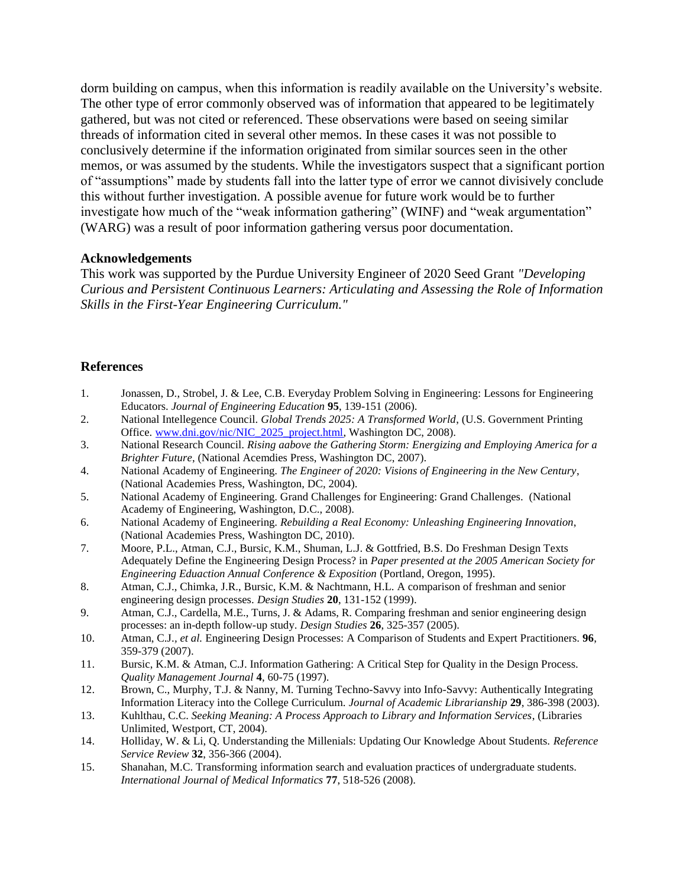dorm building on campus, when this information is readily available on the University's website. The other type of error commonly observed was of information that appeared to be legitimately gathered, but was not cited or referenced. These observations were based on seeing similar threads of information cited in several other memos. In these cases it was not possible to conclusively determine if the information originated from similar sources seen in the other memos, or was assumed by the students. While the investigators suspect that a significant portion of "assumptions" made by students fall into the latter type of error we cannot divisively conclude this without further investigation. A possible avenue for future work would be to further investigate how much of the "weak information gathering" (WINF) and "weak argumentation" (WARG) was a result of poor information gathering versus poor documentation.

**Acknowledgements**

This work was supported by the Purdue University Engineer of 2020 Seed Grant *"Developing Curious and Persistent Continuous Learners: Articulating and Assessing the Role of Information Skills in the First-Year Engineering Curriculum."*

**References**

1. Jonassen, D., Strobel, J. & Lee, C.B. Everyday Problem Solving in Engineering: Lessons for Engineering Educators. *Journal of Engineering Education* **95**, 139-151 (2006).
2. National Intellegence Council. *Global Trends 2025: A Transformed World*, (U.S. Government Printing Office. www.dni.gov/nic/NIC_2025_project.html, Washington DC, 2008).
3. National Research Council. *Rising aabove the Gathering Storm: Energizing and Employing America for a Brighter Future*, (National Acemdies Press, Washington DC, 2007).
4. National Academy of Engineering. *The Engineer of 2020: Visions of Engineering in the New Century*, (National Academies Press, Washington, DC, 2004).
5. National Academy of Engineering. Grand Challenges for Engineering: Grand Challenges. (National Academy of Engineering, Washington, D.C., 2008).
6. National Academy of Engineering. *Rebuilding a Real Economy: Unleashing Engineering Innovation*, (National Academies Press, Washington DC, 2010).
7. Moore, P.L., Atman, C.J., Bursic, K.M., Shuman, L.J. & Gottfried, B.S. Do Freshman Design Texts Adequately Define the Engineering Design Process? in *Paper presented at the 2005 American Society for Engineering Eduaction Annual Conference & Exposition* (Portland, Oregon, 1995).
8. Atman, C.J., Chimka, J.R., Bursic, K.M. & Nachtmann, H.L. A comparison of freshman and senior engineering design processes. *Design Studies* **20**, 131-152 (1999).
9. Atman, C.J., Cardella, M.E., Turns, J. & Adams, R. Comparing freshman and senior engineering design processes: an in-depth follow-up study. *Design Studies* **26**, 325-357 (2005).
10. Atman, C.J., *et al.* Engineering Design Processes: A Comparison of Students and Expert Practitioners. **96**, 359-379 (2007).
11. Bursic, K.M. & Atman, C.J. Information Gathering: A Critical Step for Quality in the Design Process. *Quality Management Journal* **4**, 60-75 (1997).
12. Brown, C., Murphy, T.J. & Nanny, M. Turning Techno-Savvy into Info-Savvy: Authentically Integrating Information Literacy into the College Curriculum. *Journal of Academic Librarianship* **29**, 386-398 (2003).
13. Kuhlthau, C.C. *Seeking Meaning: A Process Approach to Library and Information Services*, (Libraries Unlimited, Westport, CT, 2004).
14. Holliday, W. & Li, Q. Understanding the Millenials: Updating Our Knowledge About Students. *Reference Service Review* **32**, 356-366 (2004).
15. Shanahan, M.C. Transforming information search and evaluation practices of undergraduate students. *International Journal of Medical Informatics* **77**, 518-526 (2008).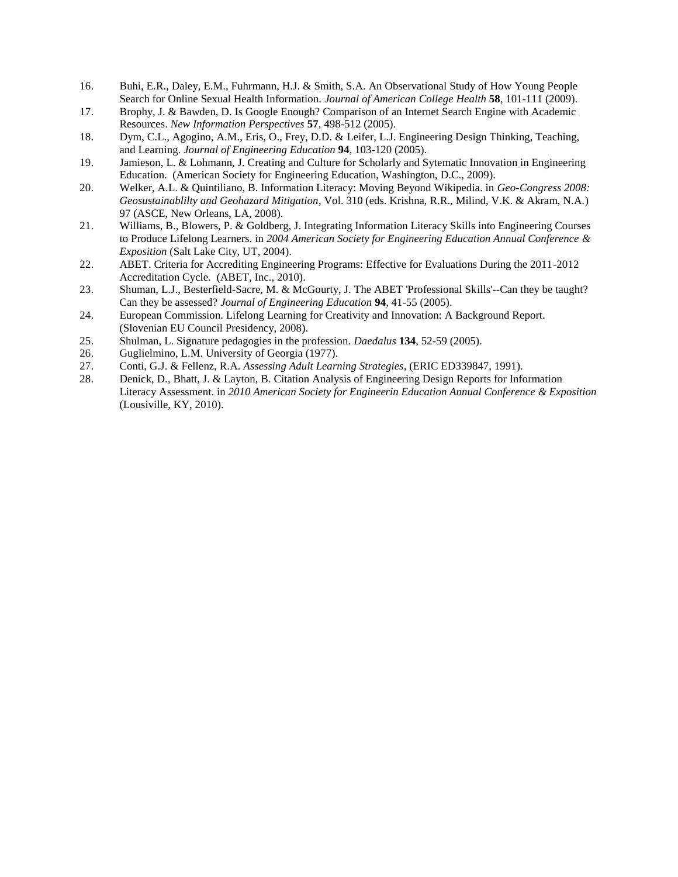16. Buhi, E.R., Daley, E.M., Fuhrmann, H.J. & Smith, S.A. An Observational Study of How Young People Search for Online Sexual Health Information. *Journal of American College Health* **58**, 101-111 (2009).
17. Brophy, J. & Bawden, D. Is Google Enough? Comparison of an Internet Search Engine with Academic Resources. *New Information Perspectives* **57**, 498-512 (2005).
18. Dym, C.L., Agogino, A.M., Eris, O., Frey, D.D. & Leifer, L.J. Engineering Design Thinking, Teaching, and Learning. *Journal of Engineering Education* **94**, 103-120 (2005).
19. Jamieson, L. & Lohmann, J. Creating and Culture for Scholarly and Sytematic Innovation in Engineering Education. (American Society for Engineering Education, Washington, D.C., 2009).
20. Welker, A.L. & Quintiliano, B. Information Literacy: Moving Beyond Wikipedia. in *Geo-Congress 2008: Geosustainablilty and Geohazard Mitigation*, Vol. 310 (eds. Krishna, R.R., Milind, V.K. & Akram, N.A.) 97 (ASCE, New Orleans, LA, 2008).
21. Williams, B., Blowers, P. & Goldberg, J. Integrating Information Literacy Skills into Engineering Courses to Produce Lifelong Learners. in *2004 American Society for Engineering Education Annual Conference & Exposition* (Salt Lake City, UT, 2004).
22. ABET. Criteria for Accrediting Engineering Programs: Effective for Evaluations During the 2011-2012 Accreditation Cycle. (ABET, Inc., 2010).
23. Shuman, L.J., Besterfield-Sacre, M. & McGourty, J. The ABET 'Professional Skills'--Can they be taught? Can they be assessed? *Journal of Engineering Education* **94**, 41-55 (2005).
24. European Commission. Lifelong Learning for Creativity and Innovation: A Background Report. (Slovenian EU Council Presidency, 2008).
25. Shulman, L. Signature pedagogies in the profession. *Daedalus* **134**, 52-59 (2005).
26. Guglielmino, L.M. University of Georgia (1977).
27. Conti, G.J. & Fellenz, R.A. *Assessing Adult Learning Strategies*, (ERIC ED339847, 1991).
28. Denick, D., Bhatt, J. & Layton, B. Citation Analysis of Engineering Design Reports for Information Literacy Assessment. in *2010 American Society for Engineerin Education Annual Conference & Exposition* (Lousiville, KY, 2010).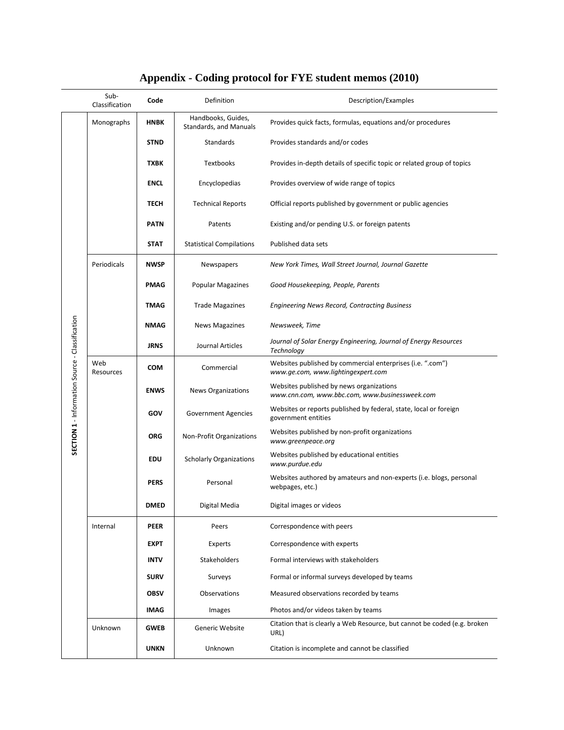# Appendix - Coding protocol for FYE student memos (2010)

| | Sub-Classification | Code | Definition | Description/Examples |
|---|---|---|---|---|
| **SECTION 1** - Information Source - Classification | Monographs | **HNBK** | Handbooks, Guides, Standards, and Manuals | Provides quick facts, formulas, equations and/or procedures |
| | | **STND** | Standards | Provides standards and/or codes |
| | | **TXBK** | Textbooks | Provides in-depth details of specific topic or related group of topics |
| | | **ENCL** | Encyclopedias | Provides overview of wide range of topics |
| | | **TECH** | Technical Reports | Official reports published by government or public agencies |
| | | **PATN** | Patents | Existing and/or pending U.S. or foreign patents |
| | | **STAT** | Statistical Compilations | Published data sets |
| | Periodicals | **NWSP** | Newspapers | *New York Times, Wall Street Journal, Journal Gazette* |
| | | **PMAG** | Popular Magazines | *Good Housekeeping, People, Parents* |
| | | **TMAG** | Trade Magazines | *Engineering News Record, Contracting Business* |
| | | **NMAG** | News Magazines | *Newsweek, Time* |
| | | **JRNS** | Journal Articles | *Journal of Solar Energy Engineering, Journal of Energy Resources Technology* |
| | Web Resources | **COM** | Commercial | Websites published by commercial enterprises (i.e. ".com") *www.ge.com, www.lightingexpert.com* |
| | | **ENWS** | News Organizations | Websites published by news organizations *www.cnn.com, www.bbc.com, www.businessweek.com* |
| | | **GOV** | Government Agencies | Websites or reports published by federal, state, local or foreign government entities |
| | | **ORG** | Non-Profit Organizations | Websites published by non-profit organizations *www.greenpeace.org* |
| | | **EDU** | Scholarly Organizations | Websites published by educational entities *www.purdue.edu* |
| | | **PERS** | Personal | Websites authored by amateurs and non-experts (i.e. blogs, personal webpages, etc.) |
| | | **DMED** | Digital Media | Digital images or videos |
| | Internal | **PEER** | Peers | Correspondence with peers |
| | | **EXPT** | Experts | Correspondence with experts |
| | | **INTV** | Stakeholders | Formal interviews with stakeholders |
| | | **SURV** | Surveys | Formal or informal surveys developed by teams |
| | | **OBSV** | Observations | Measured observations recorded by teams |
| | | **IMAG** | Images | Photos and/or videos taken by teams |
| | Unknown | **GWEB** | Generic Website | Citation that is clearly a Web Resource, but cannot be coded (e.g. broken URL) |
| | | **UNKN** | Unknown | Citation is incomplete and cannot be classified |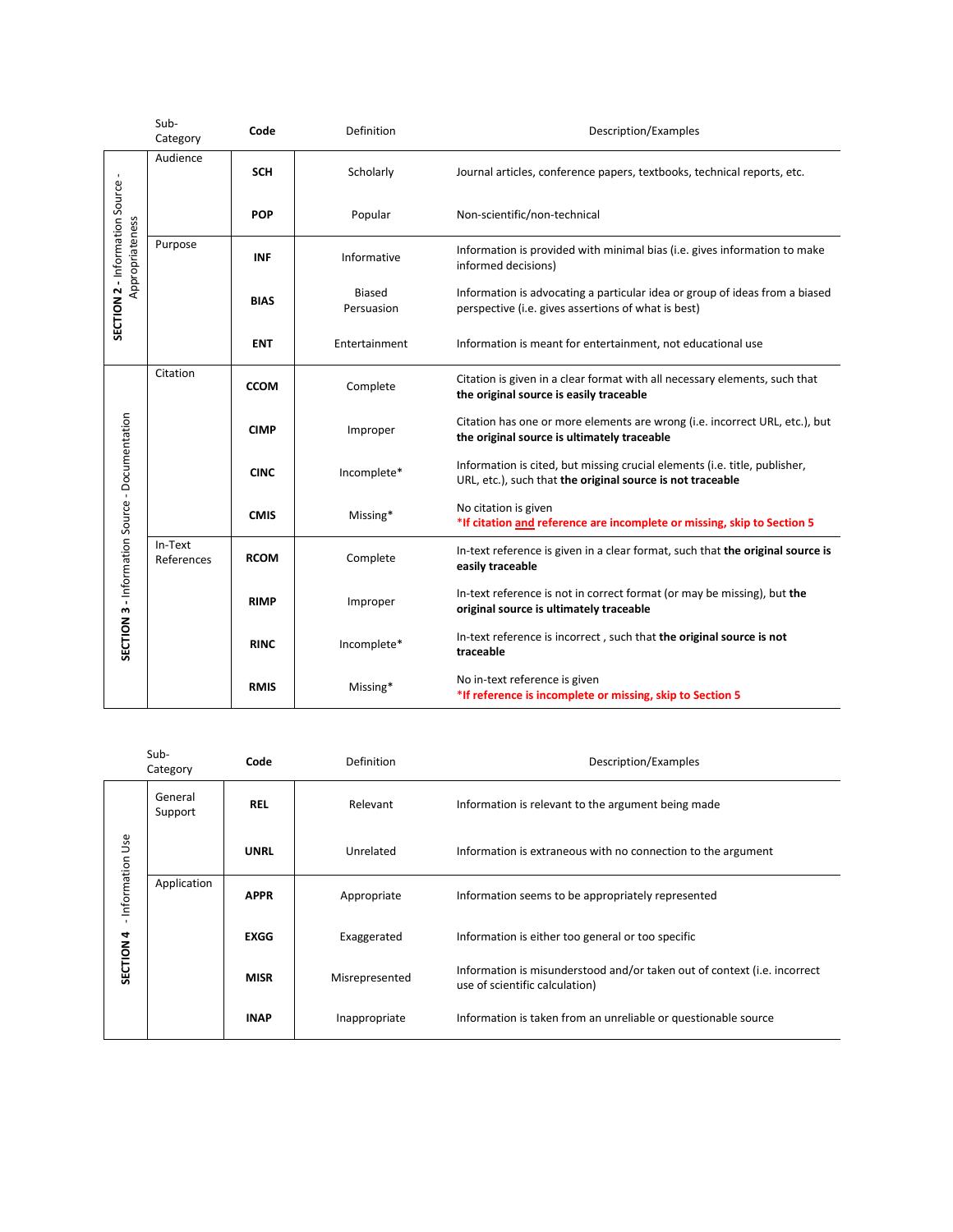| | Sub-Category | Code | Definition | Description/Examples |
|---|---|---|---|---|
| SECTION 2 - Information Source - Appropriateness | Audience | SCH | Scholarly | Journal articles, conference papers, textbooks, technical reports, etc. |
| | | POP | Popular | Non-scientific/non-technical |
| | Purpose | INF | Informative | Information is provided with minimal bias (i.e. gives information to make informed decisions) |
| | | BIAS | Biased Persuasion | Information is advocating a particular idea or group of ideas from a biased perspective (i.e. gives assertions of what is best) |
| | | ENT | Entertainment | Information is meant for entertainment, not educational use |
| SECTION 3 - Information Source - Documentation | Citation | CCOM | Complete | Citation is given in a clear format with all necessary elements, such that **the original source is easily traceable** |
| | | CIMP | Improper | Citation has one or more elements are wrong (i.e. incorrect URL, etc.), but **the original source is ultimately traceable** |
| | | CINC | Incomplete* | Information is cited, but missing crucial elements (i.e. title, publisher, URL, etc.), such that **the original source is not traceable** |
| | | CMIS | Missing* | No citation is given<br>***If citation and reference are incomplete or missing, skip to Section 5** |
| | In-Text References | RCOM | Complete | In-text reference is given in a clear format, such that **the original source is easily traceable** |
| | | RIMP | Improper | In-text reference is not in correct format (or may be missing), but **the original source is ultimately traceable** |
| | | RINC | Incomplete* | In-text reference is incorrect , such that **the original source is not traceable** |
| | | RMIS | Missing* | No in-text reference is given<br>***If reference is incomplete or missing, skip to Section 5** |

| | Sub-Category | Code | Definition | Description/Examples |
|---|---|---|---|---|
| SECTION 4 - Information Use | General Support | REL | Relevant | Information is relevant to the argument being made |
| | | UNRL | Unrelated | Information is extraneous with no connection to the argument |
| | Application | APPR | Appropriate | Information seems to be appropriately represented |
| | | EXGG | Exaggerated | Information is either too general or too specific |
| | | MISR | Misrepresented | Information is misunderstood and/or taken out of context (i.e. incorrect use of scientific calculation) |
| | | INAP | Inappropriate | Information is taken from an unreliable or questionable source |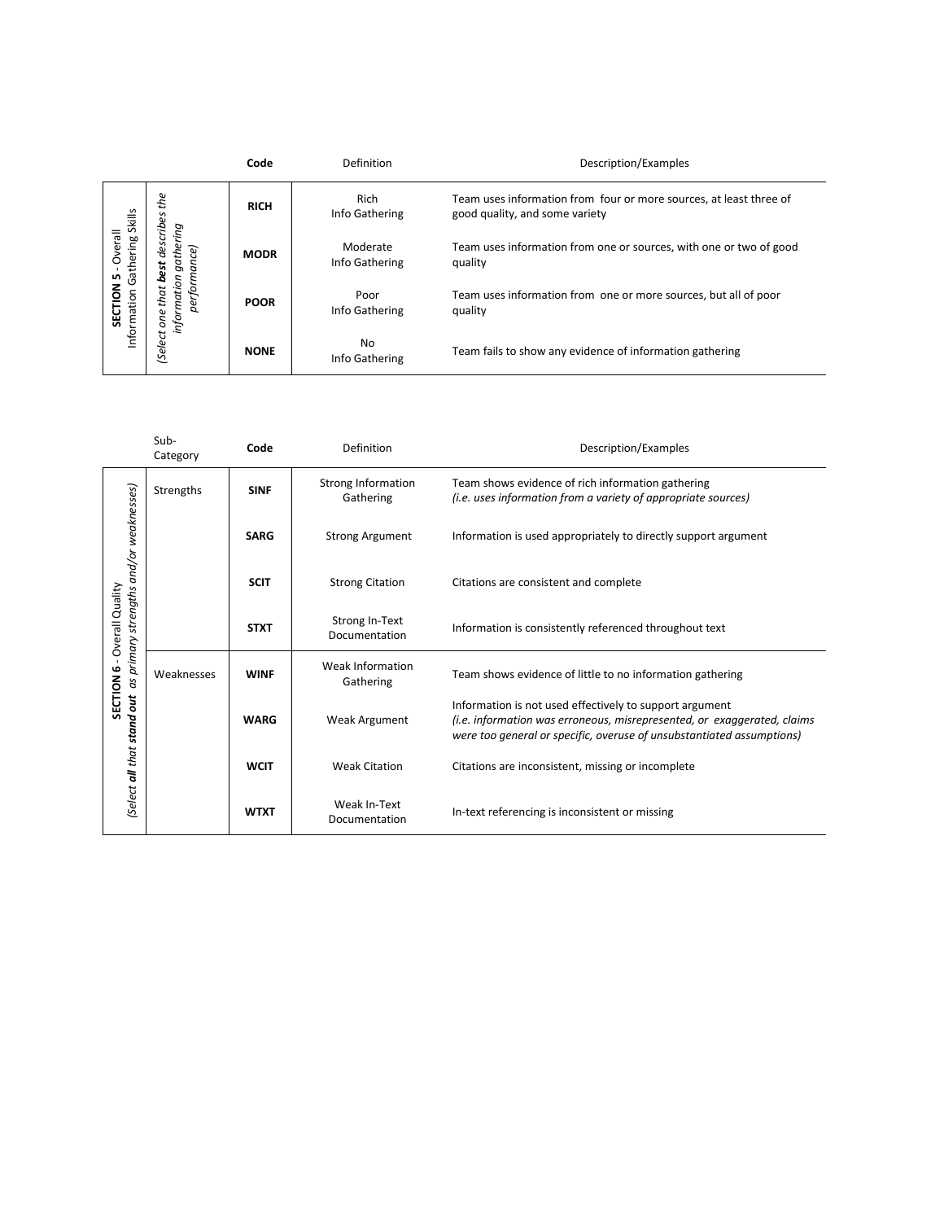| | | Code | Definition | Description/Examples |
|---|---|---|---|---|
| **SECTION 5** - Overall Information Gathering Skills | *(Select one that **best** describes the information gathering performance)* | **RICH** | Rich Info Gathering | Team uses information from four or more sources, at least three of good quality, and some variety |
| | | **MODR** | Moderate Info Gathering | Team uses information from one or sources, with one or two of good quality |
| | | **POOR** | Poor Info Gathering | Team uses information from one or more sources, but all of poor quality |
| | | **NONE** | No Info Gathering | Team fails to show any evidence of information gathering |

| | Sub-Category | Code | Definition | Description/Examples |
|---|---|---|---|---|
| **SECTION 6** - Overall Quality *(Select **all** that **stand out** as primary strengths and/or weaknesses)* | Strengths | **SINF** | Strong Information Gathering | Team shows evidence of rich information gathering *(i.e. uses information from a variety of appropriate sources)* |
| | | **SARG** | Strong Argument | Information is used appropriately to directly support argument |
| | | **SCIT** | Strong Citation | Citations are consistent and complete |
| | | **STXT** | Strong In-Text Documentation | Information is consistently referenced throughout text |
| | Weaknesses | **WINF** | Weak Information Gathering | Team shows evidence of little to no information gathering |
| | | **WARG** | Weak Argument | Information is not used effectively to support argument *(i.e. information was erroneous, misrepresented, or exaggerated, claims were too general or specific, overuse of unsubstantiated assumptions)* |
| | | **WCIT** | Weak Citation | Citations are inconsistent, missing or incomplete |
| | | **WTXT** | Weak In-Text Documentation | In-text referencing is inconsistent or missing |